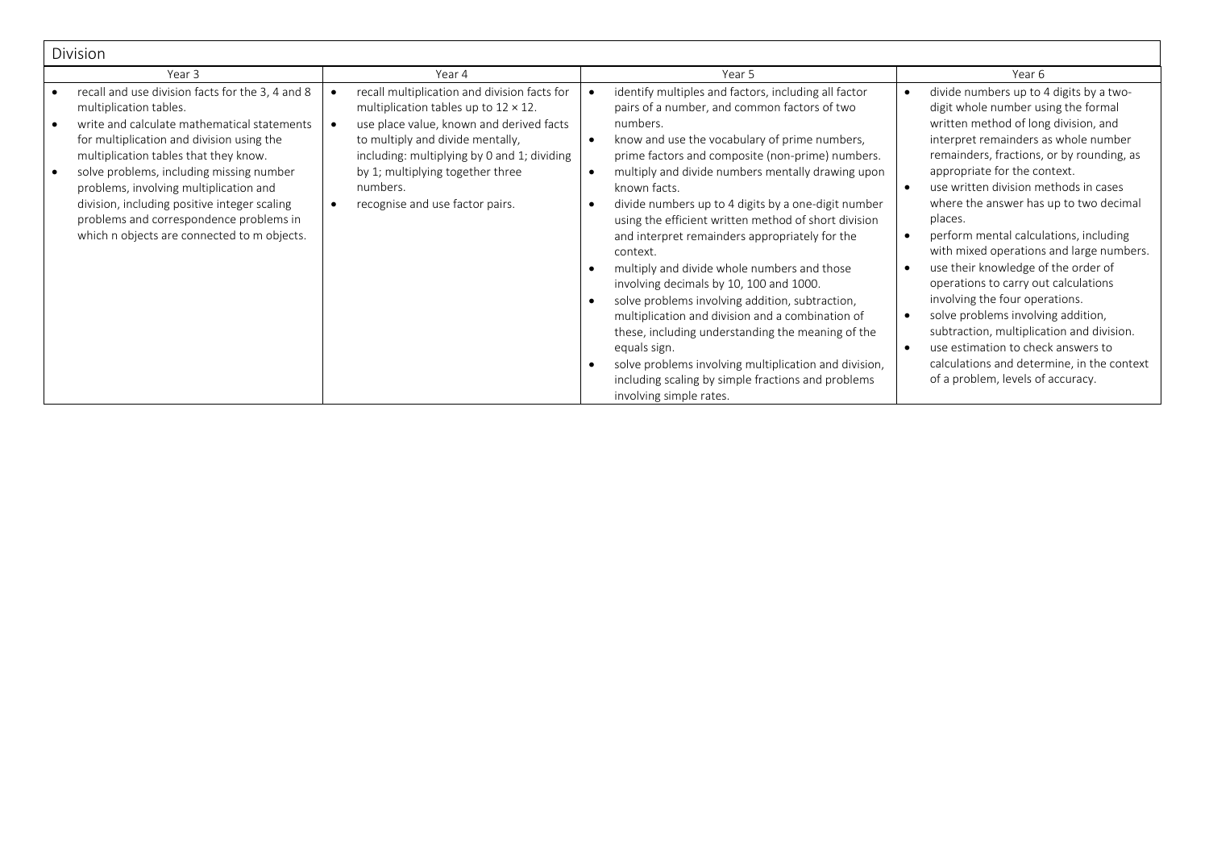## Division

| Year 3 | Year 4 | Year 5 | Year 6 |
|---|---|---|---|
| • recall and use division facts for the 3, 4 and 8 multiplication tables.<br>• write and calculate mathematical statements for multiplication and division using the multiplication tables that they know.<br>• solve problems, including missing number problems, involving multiplication and division, including positive integer scaling problems and correspondence problems in which n objects are connected to m objects. | • recall multiplication and division facts for multiplication tables up to $12 \times 12$.<br>• use place value, known and derived facts to multiply and divide mentally, including: multiplying by 0 and 1; dividing by 1; multiplying together three numbers.<br>• recognise and use factor pairs. | • identify multiples and factors, including all factor pairs of a number, and common factors of two numbers.<br>• know and use the vocabulary of prime numbers, prime factors and composite (non-prime) numbers.<br>• multiply and divide numbers mentally drawing upon known facts.<br>• divide numbers up to 4 digits by a one-digit number using the efficient written method of short division and interpret remainders appropriately for the context.<br>• multiply and divide whole numbers and those involving decimals by 10, 100 and 1000.<br>• solve problems involving addition, subtraction, multiplication and division and a combination of these, including understanding the meaning of the equals sign.<br>• solve problems involving multiplication and division, including scaling by simple fractions and problems involving simple rates. | • divide numbers up to 4 digits by a two-digit whole number using the formal written method of long division, and interpret remainders as whole number remainders, fractions, or by rounding, as appropriate for the context.<br>• use written division methods in cases where the answer has up to two decimal places.<br>• perform mental calculations, including with mixed operations and large numbers.<br>• use their knowledge of the order of operations to carry out calculations involving the four operations.<br>• solve problems involving addition, subtraction, multiplication and division.<br>• use estimation to check answers to calculations and determine, in the context of a problem, levels of accuracy. |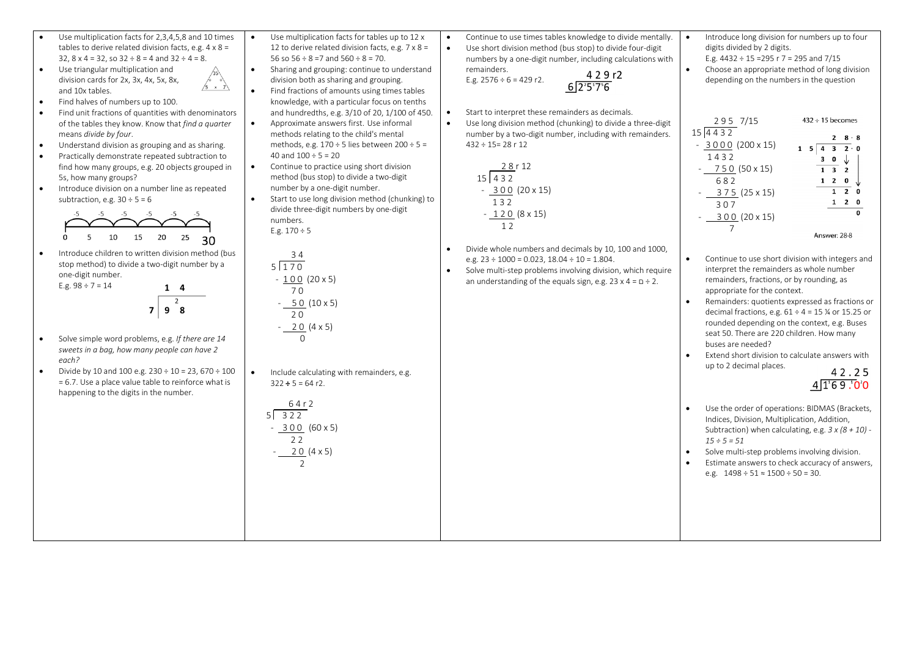- Use multiplication facts for 2,3,4,5,8 and 10 times tables to derive related division facts, e.g. 4 x 8 = 32, 8 x 4 = 32, so 32 ÷ 8 = 4 and 32 ÷ 4 = 8.
- Use triangular multiplication and division cards for 2x, 3x, 4x, 5x, 8x, and 10x tables.
- Find halves of numbers up to 100.
- Find unit fractions of quantities with denominators of the tables they know. Know that *find a quarter* means *divide by four*.
- Understand division as grouping and as sharing.
- Practically demonstrate repeated subtraction to find how many groups, e.g. 20 objects grouped in 5s, how many groups?
- Introduce division on a number line as repeated subtraction, e.g. 30 ÷ 5 = 6

0 5 10 15 20 25 30

-5 -5 -5 -5 -5 -5

- Introduce children to written division method (bus stop method) to divide a two-digit number by a one-digit number.
  E.g. 98 ÷ 7 = 14

```
   1  4
7 | 9 ²8
```

- Solve simple word problems, e.g. *If there are 14 sweets in a bag, how many people can have 2 each?*
- Divide by 10 and 100 e.g. 230 ÷ 10 = 23, 670 ÷ 100 = 6.7. Use a place value table to reinforce what is happening to the digits in the number.

---

- Use multiplication facts for tables up to 12 x 12 to derive related division facts, e.g. 7 x 8 = 56 so 56 ÷ 8 =7 and 560 ÷ 8 = 70.
- Sharing and grouping: continue to understand division both as sharing and grouping.
- Find fractions of amounts using times tables knowledge, with a particular focus on tenths and hundredths, e.g. 3/10 of 20, 1/100 of 450.
- Approximate answers first. Use informal methods relating to the child's mental methods, e.g. 170 ÷ 5 lies between 200 ÷ 5 = 40 and 100 ÷ 5 = 20
- Continue to practice using short division method (bus stop) to divide a two-digit number by a one-digit number.
- Start to use long division method (chunking) to divide three-digit numbers by one-digit numbers.
  E.g. 170 ÷ 5

```
    3 4
5 | 1 7 0
  - 1 0 0  (20 x 5)
      7 0
  -   5 0  (10 x 5)
      2 0
  -   2 0  (4 x 5)
        0
```

- Include calculating with remainders, e.g. 322 ÷ 5 = 64 r2.

```
    6 4 r 2
5 | 3 2 2
  - 3 0 0  (60 x 5)
      2 2
  -   2 0  (4 x 5)
        2
```

---

- Continue to use times tables knowledge to divide mentally.
- Use short division method (bus stop) to divide four-digit numbers by a one-digit number, including calculations with remainders.
  E.g. 2576 ÷ 6 = 429 r2.

```
    4 2 9 r2
6 | 2 ²5 ¹7 ³6
```

- Start to interpret these remainders as decimals.
- Use long division method (chunking) to divide a three-digit number by a two-digit number, including with remainders. 432 ÷ 15= 28 r 12

```
     2 8 r 12
15 | 4 3 2
   - 3 0 0  (20 x 15)
     1 3 2
   - 1 2 0  (8 x 15)
       1 2
```

- Divide whole numbers and decimals by 10, 100 and 1000, e.g. 23 ÷ 1000 = 0.023, 18.04 ÷ 10 = 1.804.
- Solve multi-step problems involving division, which require an understanding of the equals sign, e.g. 23 x 4 = □ ÷ 2.

---

- Introduce long division for numbers up to four digits divided by 2 digits.
  E.g. 4432 ÷ 15 =295 r 7 = 295 and 7/15
- Choose an appropriate method of long division depending on the numbers in the question

```
     2 9 5  7/15
15 | 4 4 3 2
   - 3 0 0 0  (200 x 15)
     1 4 3 2
   -   7 5 0  (50 x 15)
       6 8 2
   -   3 7 5  (25 x 15)
       3 0 7
   -   3 0 0  (20 x 15)
           7
```

432 ÷ 15 becomes

```
         2  8 · 8
15 | 4   3  2 · 0
     3   0
     1   3  2
     1   2  0
         1  2  0
         1  2  0
               0
```

Answer: 28·8

- Continue to use short division with integers and interpret the remainders as whole number remainders, fractions, or by rounding, as appropriate for the context.
- Remainders: quotients expressed as fractions or decimal fractions, e.g. 61 ÷ 4 = 15 ¼ or 15.25 or rounded depending on the context, e.g. Buses seat 50. There are 220 children. How many buses are needed?
- Extend short division to calculate answers with up to 2 decimal places.

```
    4 2 . 2 5
4 | 1 ¹6 9 . ¹0 ²0
```

- Use the order of operations: BIDMAS (Brackets, Indices, Division, Multiplication, Addition, Subtraction) when calculating, e.g. *3 x (8 + 10) - 15 ÷ 5 = 51*
- Solve multi-step problems involving division.
- Estimate answers to check accuracy of answers, e.g. 1498 ÷ 51 ≈ 1500 ÷ 50 = 30.